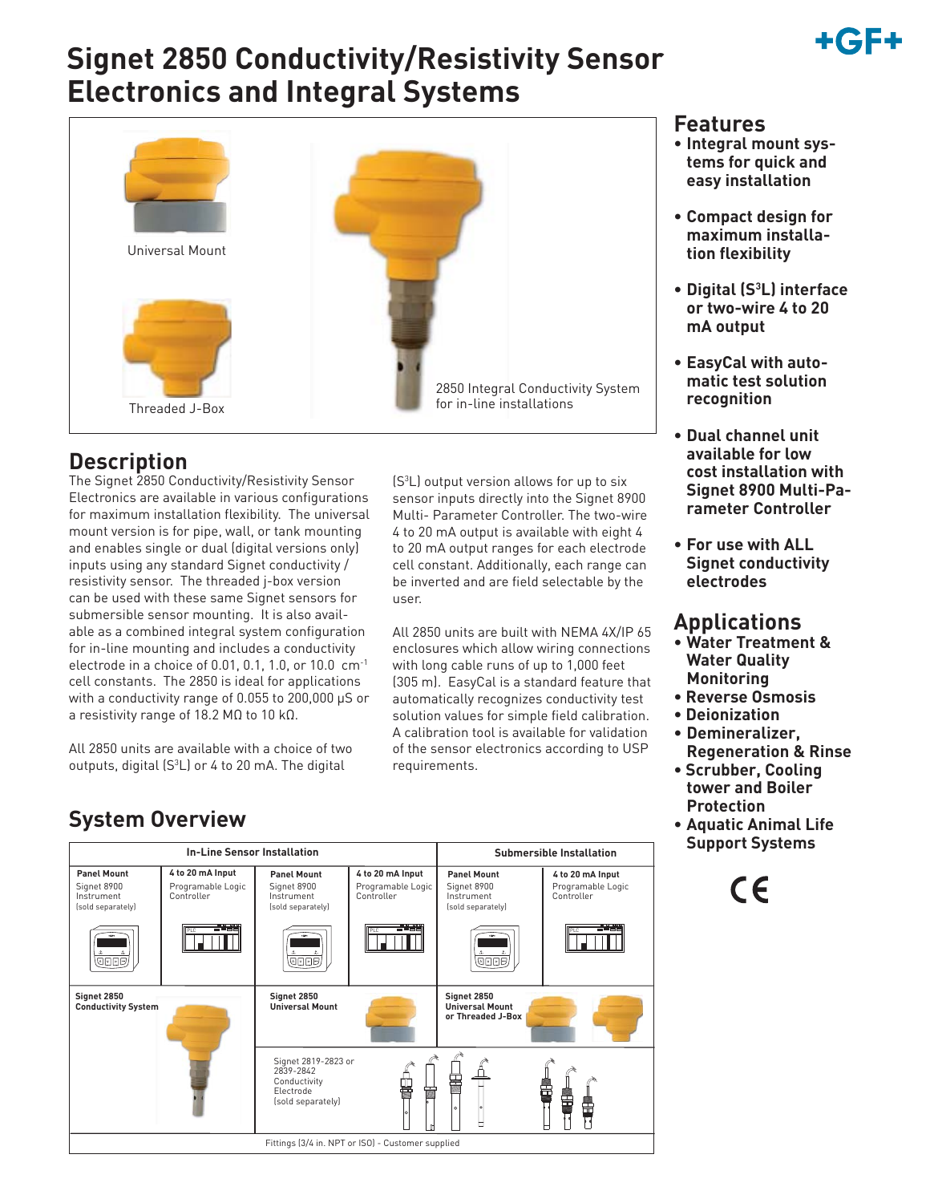# Signet 2850 Conductivity/Resistivity Sensor Electronics and Integral Systems

Universal Mount

Threaded J-Box

2850 Integral Conductivity System for in-line installations

## Description

The Signet 2850 Conductivity/Resistivity Sensor Electronics are available in various configurations for maximum installation flexibility. The universal mount version is for pipe, wall, or tank mounting and enables single or dual (digital versions only) inputs using any standard Signet conductivity / resistivity sensor. The threaded j-box version can be used with these same Signet sensors for submersible sensor mounting. It is also available as a combined integral system configuration for in-line mounting and includes a conductivity electrode in a choice of 0.01, 0.1, 1.0, or 10.0 $cm^{-1}$ cell constants. The 2850 is ideal for applications with a conductivity range of 0.055 to 200,000 μS or a resistivity range of 18.2 MΩ to 10 kΩ.

All 2850 units are available with a choice of two outputs, digital ($S^3L$) or 4 to 20 mA. The digital ($S^3L$) output version allows for up to six sensor inputs directly into the Signet 8900 Multi- Parameter Controller. The two-wire 4 to 20 mA output is available with eight 4 to 20 mA output ranges for each electrode cell constant. Additionally, each range can be inverted and are field selectable by the user.

All 2850 units are built with NEMA 4X/IP 65 enclosures which allow wiring connections with long cable runs of up to 1,000 feet (305 m). EasyCal is a standard feature that automatically recognizes conductivity test solution values for simple field calibration. A calibration tool is available for validation of the sensor electronics according to USP requirements.

## Features

- Integral mount systems for quick and easy installation
- Compact design for maximum installation flexibility
- Digital ($S^3L$) interface or two-wire 4 to 20 mA output
- EasyCal with automatic test solution recognition
- Dual channel unit available for low cost installation with Signet 8900 Multi-Parameter Controller
- For use with ALL Signet conductivity electrodes

## Applications

- Water Treatment & Water Quality Monitoring
- Reverse Osmosis
- Deionization
- Demineralizer, Regeneration & Rinse
- Scrubber, Cooling tower and Boiler Protection
- Aquatic Animal Life Support Systems

CE

## System Overview

| In-Line Sensor Installation | | | | Submersible Installation | |
|---|---|---|---|---|---|
| **Panel Mount** Signet 8900 Instrument (sold separately) | **4 to 20 mA Input** Programable Logic Controller | **Panel Mount** Signet 8900 Instrument (sold separately) | **4 to 20 mA Input** Programable Logic Controller | **Panel Mount** Signet 8900 Instrument (sold separately) | **4 to 20 mA Input** Programable Logic Controller |
| **Signet 2850 Conductivity System** | | **Signet 2850 Universal Mount** | | **Signet 2850 Universal Mount or Threaded J-Box** | |
| | | Signet 2819-2823 or 2839-2842 Conductivity Electrode (sold separately) | | | |
| Fittings (3/4 in. NPT or ISO) - Customer supplied | | | | | |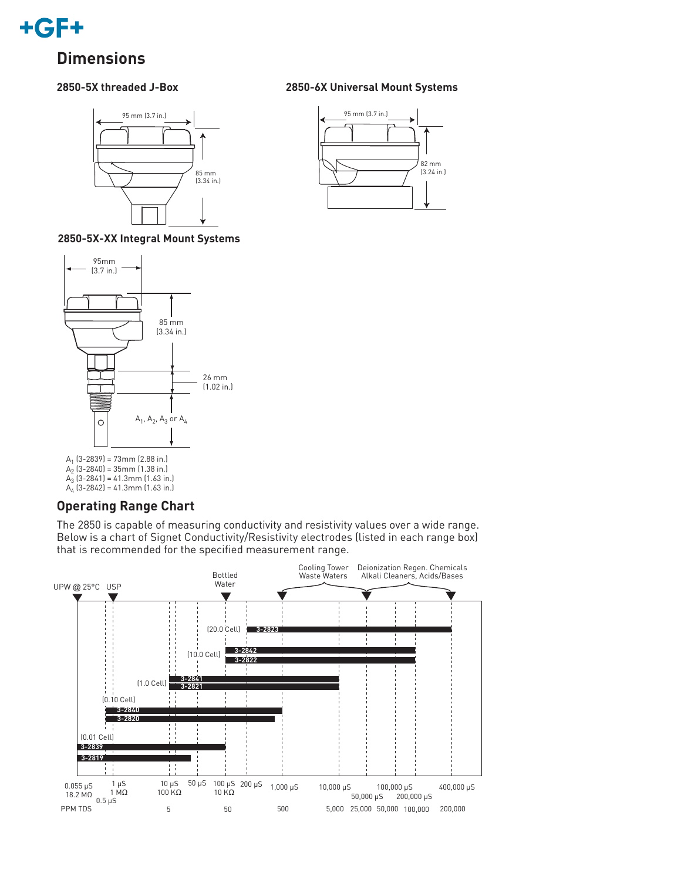## Dimensions

### 2850-5X threaded J-Box

95 mm (3.7 in.)

85 mm (3.34 in.)

### 2850-6X Universal Mount Systems

95 mm (3.7 in.)

82 mm (3.24 in.)

### 2850-5X-XX Integral Mount Systems

95mm (3.7 in.)

85 mm (3.34 in.)

26 mm (1.02 in.)

$A_1$, $A_2$, $A_3$ or $A_4$

$A_1$ (3-2839) = 73mm (2.88 in.)
$A_2$ (3-2840) = 35mm (1.38 in.)
$A_3$ (3-2841) = 41.3mm (1.63 in.)
$A_4$ (3-2842) = 41.3mm (1.63 in.)

## Operating Range Chart

The 2850 is capable of measuring conductivity and resistivity values over a wide range. Below is a chart of Signet Conductivity/Resistivity electrodes (listed in each range box) that is recommended for the specified measurement range.

UPW @ 25°C | USP | Bottled Water | Cooling Tower Waste Waters | Deionization Regen. Chemicals Alkali Cleaners, Acids/Bases

(20.0 Cell) 3-2823
(10.0 Cell) 3-2842, 3-2822
(1.0 Cell) 3-2841, 3-2821
(0.10 Cell) 3-2840, 3-2820
(0.01 Cell) 3-2839, 3-2819

0.055 µS 18.2 MΩ | 0.5 µS | 1 µS 1 MΩ | 10 µS 100 KΩ | 50 µS | 100 µS 10 KΩ | 200 µS | 1,000 µS | 10,000 µS | 50,000 µS | 100,000 µS | 200,000 µS | 400,000 µS

PPM TDS | 5 | 50 | 500 | 5,000 | 25,000 | 50,000 | 100,000 | 200,000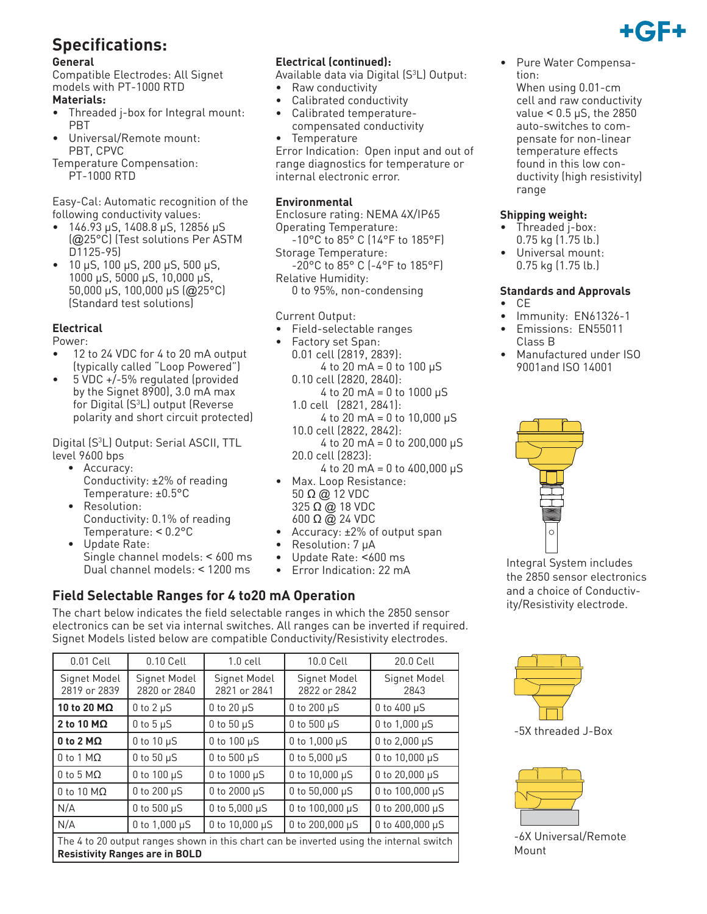# Specifications:

### General

Compatible Electrodes: All Signet models with PT-1000 RTD

**Materials:**

- Threaded j-box for Integral mount: PBT
- Universal/Remote mount: PBT, CPVC

Temperature Compensation: PT-1000 RTD

Easy-Cal: Automatic recognition of the following conductivity values:

- 146.93 μS, 1408.8 μS, 12856 μS (@25°C) (Test solutions Per ASTM D1125-95)
- 10 μS, 100 μS, 200 μS, 500 μS, 1000 μS, 5000 μS, 10,000 μS, 50,000 μS, 100,000 μS (@25°C) (Standard test solutions)

### Electrical

Power:

- 12 to 24 VDC for 4 to 20 mA output (typically called "Loop Powered")
- 5 VDC +/-5% regulated (provided by the Signet 8900), 3.0 mA max for Digital ($S^3L$) output (Reverse polarity and short circuit protected)

Digital ($S^3L$) Output: Serial ASCII, TTL level 9600 bps

- Accuracy:
  Conductivity: ±2% of reading
  Temperature: ±0.5°C
- Resolution:
  Conductivity: 0.1% of reading
  Temperature: < 0.2°C
- Update Rate:
  Single channel models: < 600 ms
  Dual channel models: < 1200 ms

### Electrical (continued):

Available data via Digital ($S^3L$) Output:

- Raw conductivity
- Calibrated conductivity
- Calibrated temperature-compensated conductivity
- Temperature

Error Indication: Open input and out of range diagnostics for temperature or internal electronic error.

### Environmental

Enclosure rating: NEMA 4X/IP65

Operating Temperature:
-10°C to 85° C (14°F to 185°F)

Storage Temperature:
-20°C to 85° C (-4°F to 185°F)

Relative Humidity:
0 to 95%, non-condensing

Current Output:

- Field-selectable ranges
- Factory set Span:
  0.01 cell (2819, 2839):
  4 to 20 mA = 0 to 100 μS
  0.10 cell (2820, 2840):
  4 to 20 mA = 0 to 1000 μS
  1.0 cell (2821, 2841):
  4 to 20 mA = 0 to 10,000 μS
  10.0 cell (2822, 2842):
  4 to 20 mA = 0 to 200,000 μS
  20.0 cell (2823):
  4 to 20 mA = 0 to 400,000 μS
- Max. Loop Resistance:
  50 Ω @ 12 VDC
  325 Ω @ 18 VDC
  600 Ω @ 24 VDC
- Accuracy: ±2% of output span
- Resolution: 7 μA
- Update Rate: <600 ms
- Error Indication: 22 mA

- Pure Water Compensation:
  When using 0.01-cm cell and raw conductivity value < 0.5 μS, the 2850 auto-switches to compensate for non-linear temperature effects found in this low conductivity (high resistivity) range

### Shipping weight:

- Threaded j-box: 0.75 kg (1.75 lb.)
- Universal mount: 0.75 kg (1.75 lb.)

### Standards and Approvals

- CE
- Immunity: EN61326-1
- Emissions: EN55011 Class B
- Manufactured under ISO 9001and ISO 14001

Integral System includes the 2850 sensor electronics and a choice of Conductivity/Resistivity electrode.

-5X threaded J-Box

-6X Universal/Remote Mount

## Field Selectable Ranges for 4 to20 mA Operation

The chart below indicates the field selectable ranges in which the 2850 sensor electronics can be set via internal switches. All ranges can be inverted if required. Signet Models listed below are compatible Conductivity/Resistivity electrodes.

| 0.01 Cell | 0.10 Cell | 1.0 cell | 10.0 Cell | 20.0 Cell |
|---|---|---|---|---|
| Signet Model 2819 or 2839 | Signet Model 2820 or 2840 | Signet Model 2821 or 2841 | Signet Model 2822 or 2842 | Signet Model 2843 |
| **10 to 20 MΩ** | 0 to 2 μS | 0 to 20 μS | 0 to 200 μS | 0 to 400 μS |
| **2 to 10 MΩ** | 0 to 5 μS | 0 to 50 μS | 0 to 500 μS | 0 to 1,000 μS |
| **0 to 2 MΩ** | 0 to 10 μS | 0 to 100 μS | 0 to 1,000 μS | 0 to 2,000 μS |
| 0 to 1 MΩ | 0 to 50 μS | 0 to 500 μS | 0 to 5,000 μS | 0 to 10,000 μS |
| 0 to 5 MΩ | 0 to 100 μS | 0 to 1000 μS | 0 to 10,000 μS | 0 to 20,000 μS |
| 0 to 10 MΩ | 0 to 200 μS | 0 to 2000 μS | 0 to 50,000 μS | 0 to 100,000 μS |
| N/A | 0 to 500 μS | 0 to 5,000 μS | 0 to 100,000 μS | 0 to 200,000 μS |
| N/A | 0 to 1,000 μS | 0 to 10,000 μS | 0 to 200,000 μS | 0 to 400,000 μS |

The 4 to 20 output ranges shown in this chart can be inverted using the internal switch
**Resistivity Ranges are in BOLD**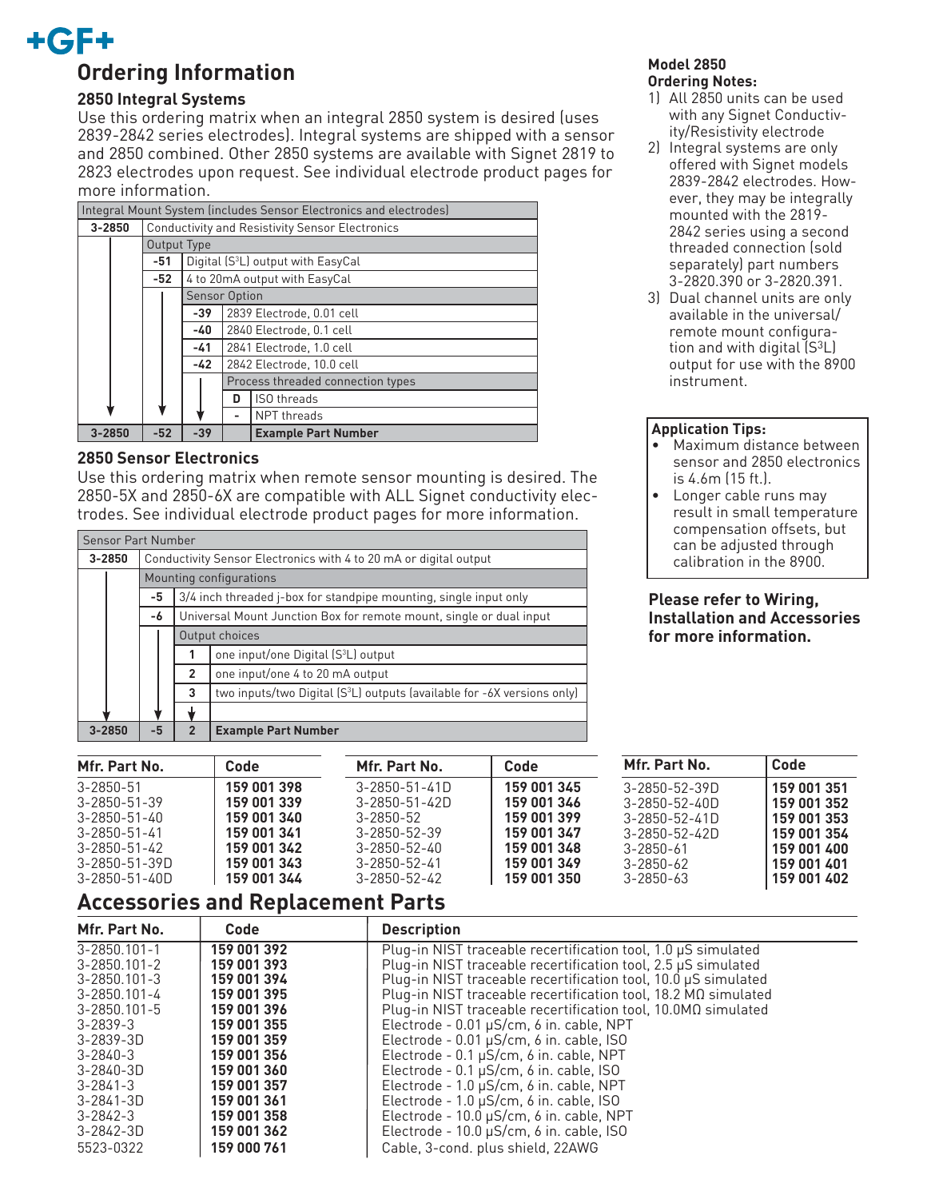+GF+

# Ordering Information

### 2850 Integral Systems

Use this ordering matrix when an integral 2850 system is desired (uses 2839-2842 series electrodes). Integral systems are shipped with a sensor and 2850 combined. Other 2850 systems are available with Signet 2819 to 2823 electrodes upon request. See individual electrode product pages for more information.

| Integral Mount System (includes Sensor Electronics and electrodes) | | | | |
|---|---|---|---|---|
| 3-2850 | Conductivity and Resistivity Sensor Electronics | | | |
| | Output Type | | | |
| | -51 | Digital (S³L) output with EasyCal | | |
| | -52 | 4 to 20mA output with EasyCal | | |
| | | Sensor Option | | |
| | | -39 | 2839 Electrode, 0.01 cell | |
| | | -40 | 2840 Electrode, 0.1 cell | |
| | | -41 | 2841 Electrode, 1.0 cell | |
| | | -42 | 2842 Electrode, 10.0 cell | |
| | | | Process threaded connection types | |
| | | | D | ISO threads |
| | | | - | NPT threads |
| 3-2850 | -52 | -39 | | **Example Part Number** |

### 2850 Sensor Electronics

Use this ordering matrix when remote sensor mounting is desired. The 2850-5X and 2850-6X are compatible with ALL Signet conductivity electrodes. See individual electrode product pages for more information.

| Sensor Part Number | | | |
|---|---|---|---|
| 3-2850 | Conductivity Sensor Electronics with 4 to 20 mA or digital output | | |
| | Mounting configurations | | |
| | -5 | 3/4 inch threaded j-box for standpipe mounting, single input only | |
| | -6 | Universal Mount Junction Box for remote mount, single or dual input | |
| | | Output choices | |
| | | 1 | one input/one Digital (S³L) output |
| | | 2 | one input/one 4 to 20 mA output |
| | | 3 | two inputs/two Digital (S³L) outputs (available for -6X versions only) |
| 3-2850 | -5 | 2 | **Example Part Number** |

**Model 2850 Ordering Notes:**

1) All 2850 units can be used with any Signet Conductivity/Resistivity electrode
2) Integral systems are only offered with Signet models 2839-2842 electrodes. However, they may be integrally mounted with the 2819-2842 series using a second threaded connection (sold separately) part numbers 3-2820.390 or 3-2820.391.
3) Dual channel units are only available in the universal/remote mount configuration and with digital (S³L) output for use with the 8900 instrument.

**Application Tips:**

- Maximum distance between sensor and 2850 electronics is 4.6m (15 ft.).
- Longer cable runs may result in small temperature compensation offsets, but can be adjusted through calibration in the 8900.

**Please refer to Wiring, Installation and Accessories for more information.**

| Mfr. Part No. | Code |
|---|---|
| 3-2850-51 | **159 001 398** |
| 3-2850-51-39 | **159 001 339** |
| 3-2850-51-40 | **159 001 340** |
| 3-2850-51-41 | **159 001 341** |
| 3-2850-51-42 | **159 001 342** |
| 3-2850-51-39D | **159 001 343** |
| 3-2850-51-40D | **159 001 344** |
| 3-2850-51-41D | **159 001 345** |
| 3-2850-51-42D | **159 001 346** |
| 3-2850-52 | **159 001 399** |
| 3-2850-52-39 | **159 001 347** |
| 3-2850-52-40 | **159 001 348** |
| 3-2850-52-41 | **159 001 349** |
| 3-2850-52-42 | **159 001 350** |
| 3-2850-52-39D | **159 001 351** |
| 3-2850-52-40D | **159 001 352** |
| 3-2850-52-41D | **159 001 353** |
| 3-2850-52-42D | **159 001 354** |
| 3-2850-61 | **159 001 400** |
| 3-2850-62 | **159 001 401** |
| 3-2850-63 | **159 001 402** |

## Accessories and Replacement Parts

| Mfr. Part No. | Code | Description |
|---|---|---|
| 3-2850.101-1 | **159 001 392** | Plug-in NIST traceable recertification tool, 1.0 µS simulated |
| 3-2850.101-2 | **159 001 393** | Plug-in NIST traceable recertification tool, 2.5 µS simulated |
| 3-2850.101-3 | **159 001 394** | Plug-in NIST traceable recertification tool, 10.0 µS simulated |
| 3-2850.101-4 | **159 001 395** | Plug-in NIST traceable recertification tool, 18.2 MΩ simulated |
| 3-2850.101-5 | **159 001 396** | Plug-in NIST traceable recertification tool, 10.0MΩ simulated |
| 3-2839-3 | **159 001 355** | Electrode - 0.01 µS/cm, 6 in. cable, NPT |
| 3-2839-3D | **159 001 359** | Electrode - 0.01 µS/cm, 6 in. cable, ISO |
| 3-2840-3 | **159 001 356** | Electrode - 0.1 µS/cm, 6 in. cable, NPT |
| 3-2840-3D | **159 001 360** | Electrode - 0.1 µS/cm, 6 in. cable, ISO |
| 3-2841-3 | **159 001 357** | Electrode - 1.0 µS/cm, 6 in. cable, NPT |
| 3-2841-3D | **159 001 361** | Electrode - 1.0 µS/cm, 6 in. cable, ISO |
| 3-2842-3 | **159 001 358** | Electrode - 10.0 µS/cm, 6 in. cable, NPT |
| 3-2842-3D | **159 001 362** | Electrode - 10.0 µS/cm, 6 in. cable, ISO |
| 5523-0322 | **159 000 761** | Cable, 3-cond. plus shield, 22AWG |